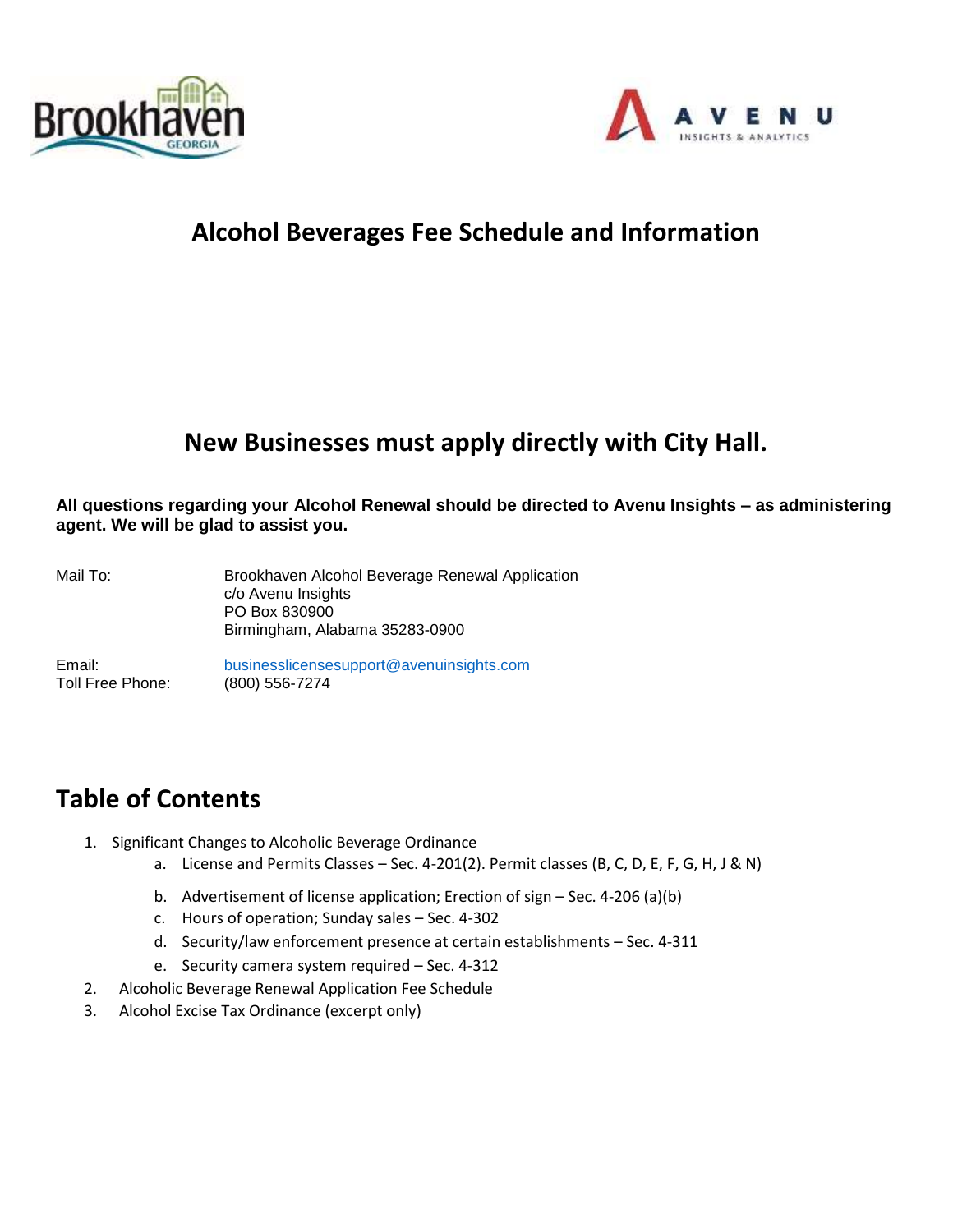# Alcohol Beverages Fee Schedule and Information

## New Businesses must apply directly with City Hall.

**All questions regarding your Alcohol Renewal should be directed to Avenu Insights – as administering agent. We will be glad to assist you.**

Mail To: Brookhaven Alcohol Beverage Renewal Application
c/o Avenu Insights
PO Box 830900
Birmingham, Alabama 35283-0900

Email: businesslicensesupport@avenuinsights.com
Toll Free Phone: (800) 556-7274

## Table of Contents

1. Significant Changes to Alcoholic Beverage Ordinance
   a. License and Permits Classes – Sec. 4-201(2). Permit classes (B, C, D, E, F, G, H, J & N)
   b. Advertisement of license application; Erection of sign – Sec. 4-206 (a)(b)
   c. Hours of operation; Sunday sales – Sec. 4-302
   d. Security/law enforcement presence at certain establishments – Sec. 4-311
   e. Security camera system required – Sec. 4-312
2. Alcoholic Beverage Renewal Application Fee Schedule
3. Alcohol Excise Tax Ordinance (excerpt only)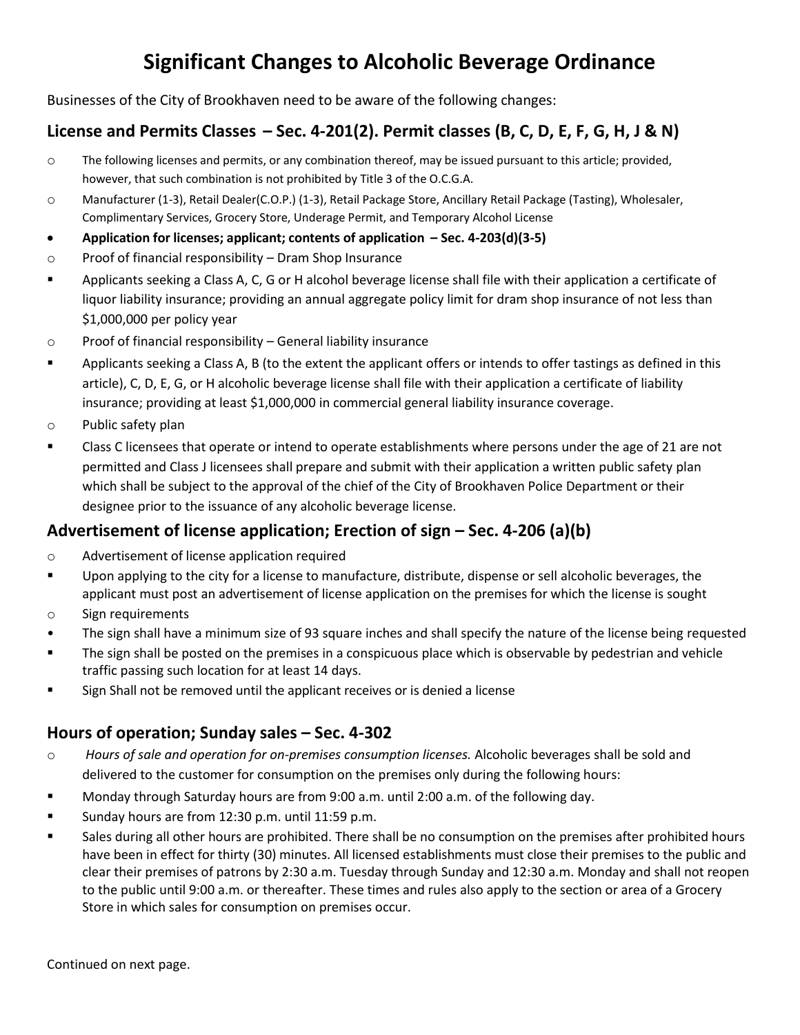# Significant Changes to Alcoholic Beverage Ordinance

Businesses of the City of Brookhaven need to be aware of the following changes:

## License and Permits Classes – Sec. 4-201(2). Permit classes (B, C, D, E, F, G, H, J & N)

- The following licenses and permits, or any combination thereof, may be issued pursuant to this article; provided, however, that such combination is not prohibited by Title 3 of the O.C.G.A.
- Manufacturer (1-3), Retail Dealer(C.O.P.) (1-3), Retail Package Store, Ancillary Retail Package (Tasting), Wholesaler, Complimentary Services, Grocery Store, Underage Permit, and Temporary Alcohol License
- **Application for licenses; applicant; contents of application – Sec. 4-203(d)(3-5)**
- Proof of financial responsibility – Dram Shop Insurance
  - Applicants seeking a Class A, C, G or H alcohol beverage license shall file with their application a certificate of liquor liability insurance; providing an annual aggregate policy limit for dram shop insurance of not less than $1,000,000 per policy year
- Proof of financial responsibility – General liability insurance
  - Applicants seeking a Class A, B (to the extent the applicant offers or intends to offer tastings as defined in this article), C, D, E, G, or H alcoholic beverage license shall file with their application a certificate of liability insurance; providing at least $1,000,000 in commercial general liability insurance coverage.
- Public safety plan
  - Class C licensees that operate or intend to operate establishments where persons under the age of 21 are not permitted and Class J licensees shall prepare and submit with their application a written public safety plan which shall be subject to the approval of the chief of the City of Brookhaven Police Department or their designee prior to the issuance of any alcoholic beverage license.

## Advertisement of license application; Erection of sign – Sec. 4-206 (a)(b)

- Advertisement of license application required
  - Upon applying to the city for a license to manufacture, distribute, dispense or sell alcoholic beverages, the applicant must post an advertisement of license application on the premises for which the license is sought
- Sign requirements
  - The sign shall have a minimum size of 93 square inches and shall specify the nature of the license being requested
  - The sign shall be posted on the premises in a conspicuous place which is observable by pedestrian and vehicle traffic passing such location for at least 14 days.
  - Sign Shall not be removed until the applicant receives or is denied a license

## Hours of operation; Sunday sales – Sec. 4-302

- *Hours of sale and operation for on-premises consumption licenses.* Alcoholic beverages shall be sold and delivered to the customer for consumption on the premises only during the following hours:
  - Monday through Saturday hours are from 9:00 a.m. until 2:00 a.m. of the following day.
  - Sunday hours are from 12:30 p.m. until 11:59 p.m.
  - Sales during all other hours are prohibited. There shall be no consumption on the premises after prohibited hours have been in effect for thirty (30) minutes. All licensed establishments must close their premises to the public and clear their premises of patrons by 2:30 a.m. Tuesday through Sunday and 12:30 a.m. Monday and shall not reopen to the public until 9:00 a.m. or thereafter. These times and rules also apply to the section or area of a Grocery Store in which sales for consumption on premises occur.

Continued on next page.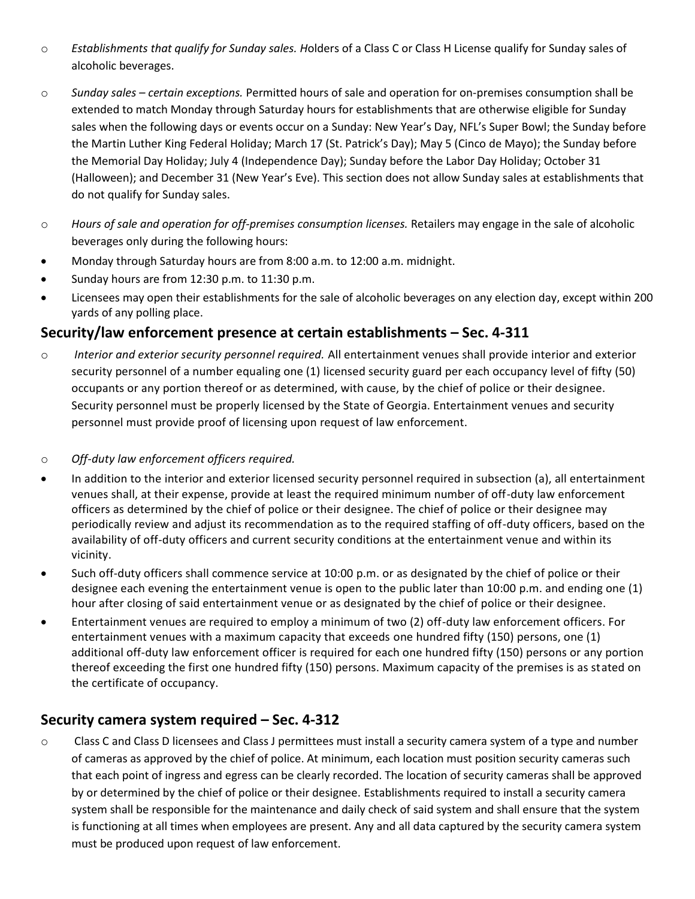- *Establishments that qualify for Sunday sales. H*olders of a Class C or Class H License qualify for Sunday sales of alcoholic beverages.
- *Sunday sales – certain exceptions.* Permitted hours of sale and operation for on-premises consumption shall be extended to match Monday through Saturday hours for establishments that are otherwise eligible for Sunday sales when the following days or events occur on a Sunday: New Year's Day, NFL's Super Bowl; the Sunday before the Martin Luther King Federal Holiday; March 17 (St. Patrick's Day); May 5 (Cinco de Mayo); the Sunday before the Memorial Day Holiday; July 4 (Independence Day); Sunday before the Labor Day Holiday; October 31 (Halloween); and December 31 (New Year's Eve). This section does not allow Sunday sales at establishments that do not qualify for Sunday sales.
- *Hours of sale and operation for off-premises consumption licenses.* Retailers may engage in the sale of alcoholic beverages only during the following hours:
- Monday through Saturday hours are from 8:00 a.m. to 12:00 a.m. midnight.
- Sunday hours are from 12:30 p.m. to 11:30 p.m.
- Licensees may open their establishments for the sale of alcoholic beverages on any election day, except within 200 yards of any polling place.

## Security/law enforcement presence at certain establishments – Sec. 4-311

- *Interior and exterior security personnel required.* All entertainment venues shall provide interior and exterior security personnel of a number equaling one (1) licensed security guard per each occupancy level of fifty (50) occupants or any portion thereof or as determined, with cause, by the chief of police or their designee. Security personnel must be properly licensed by the State of Georgia. Entertainment venues and security personnel must provide proof of licensing upon request of law enforcement.
- *Off-duty law enforcement officers required.*
- In addition to the interior and exterior licensed security personnel required in subsection (a), all entertainment venues shall, at their expense, provide at least the required minimum number of off-duty law enforcement officers as determined by the chief of police or their designee. The chief of police or their designee may periodically review and adjust its recommendation as to the required staffing of off-duty officers, based on the availability of off-duty officers and current security conditions at the entertainment venue and within its vicinity.
- Such off-duty officers shall commence service at 10:00 p.m. or as designated by the chief of police or their designee each evening the entertainment venue is open to the public later than 10:00 p.m. and ending one (1) hour after closing of said entertainment venue or as designated by the chief of police or their designee.
- Entertainment venues are required to employ a minimum of two (2) off-duty law enforcement officers. For entertainment venues with a maximum capacity that exceeds one hundred fifty (150) persons, one (1) additional off-duty law enforcement officer is required for each one hundred fifty (150) persons or any portion thereof exceeding the first one hundred fifty (150) persons. Maximum capacity of the premises is as stated on the certificate of occupancy.

## Security camera system required – Sec. 4-312

- Class C and Class D licensees and Class J permittees must install a security camera system of a type and number of cameras as approved by the chief of police. At minimum, each location must position security cameras such that each point of ingress and egress can be clearly recorded. The location of security cameras shall be approved by or determined by the chief of police or their designee. Establishments required to install a security camera system shall be responsible for the maintenance and daily check of said system and shall ensure that the system is functioning at all times when employees are present. Any and all data captured by the security camera system must be produced upon request of law enforcement.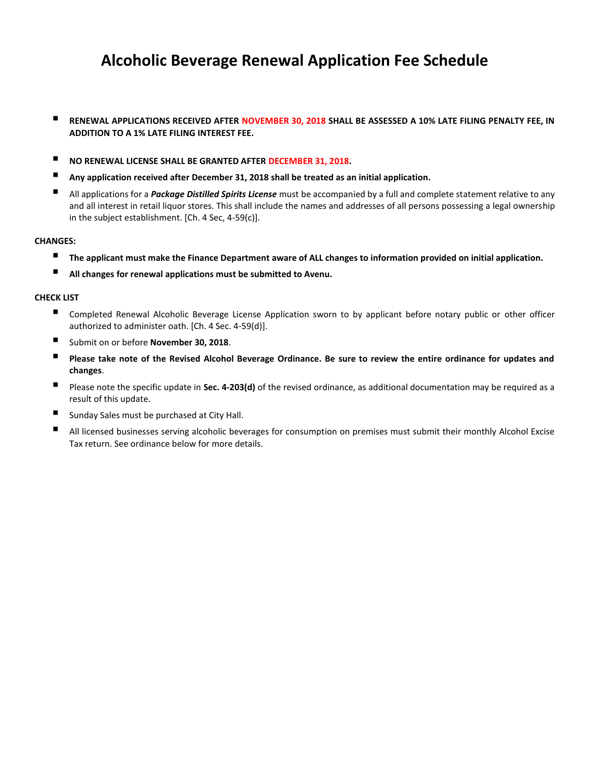# Alcoholic Beverage Renewal Application Fee Schedule

- **RENEWAL APPLICATIONS RECEIVED AFTER NOVEMBER 30, 2018 SHALL BE ASSESSED A 10% LATE FILING PENALTY FEE, IN ADDITION TO A 1% LATE FILING INTEREST FEE.**
- **NO RENEWAL LICENSE SHALL BE GRANTED AFTER DECEMBER 31, 2018.**
- **Any application received after December 31, 2018 shall be treated as an initial application.**
- All applications for a ***Package Distilled Spirits License*** must be accompanied by a full and complete statement relative to any and all interest in retail liquor stores. This shall include the names and addresses of all persons possessing a legal ownership in the subject establishment. [Ch. 4 Sec, 4-59(c)].

**CHANGES:**

- **The applicant must make the Finance Department aware of ALL changes to information provided on initial application.**
- **All changes for renewal applications must be submitted to Avenu.**

**CHECK LIST**

- Completed Renewal Alcoholic Beverage License Application sworn to by applicant before notary public or other officer authorized to administer oath. [Ch. 4 Sec. 4-59(d)].
- Submit on or before **November 30, 2018**.
- **Please take note of the Revised Alcohol Beverage Ordinance. Be sure to review the entire ordinance for updates and changes**.
- Please note the specific update in **Sec. 4-203(d)** of the revised ordinance, as additional documentation may be required as a result of this update.
- Sunday Sales must be purchased at City Hall.
- All licensed businesses serving alcoholic beverages for consumption on premises must submit their monthly Alcohol Excise Tax return. See ordinance below for more details.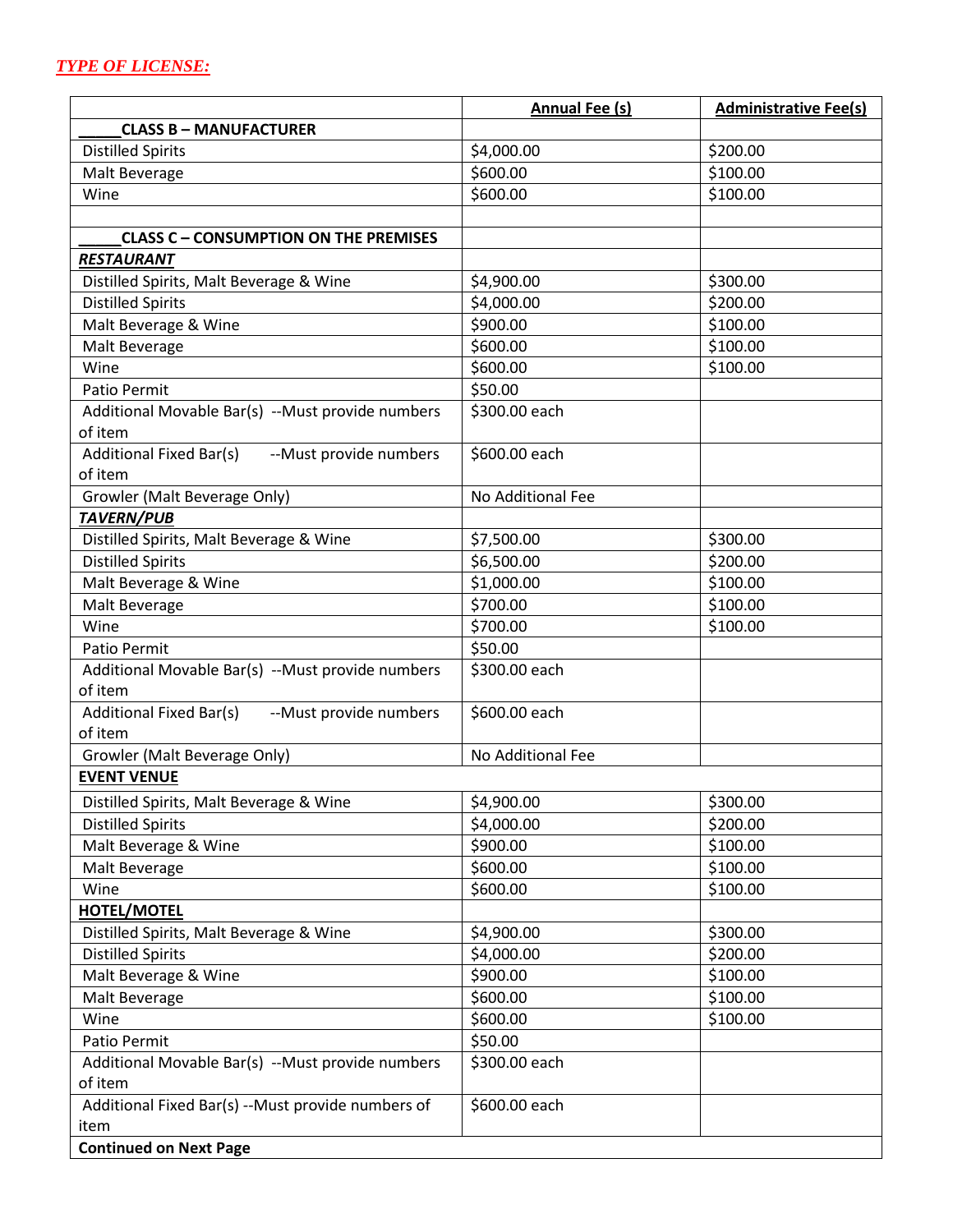***TYPE OF LICENSE:***

| | Annual Fee (s) | Administrative Fee(s) |
|---|---|---|
| **_____CLASS B – MANUFACTURER** | | |
| Distilled Spirits | $4,000.00 | $200.00 |
| Malt Beverage | $600.00 | $100.00 |
| Wine | $600.00 | $100.00 |
| | | |
| **_____CLASS C – CONSUMPTION ON THE PREMISES** | | |
| ***RESTAURANT*** | | |
| Distilled Spirits, Malt Beverage & Wine | $4,900.00 | $300.00 |
| Distilled Spirits | $4,000.00 | $200.00 |
| Malt Beverage & Wine | $900.00 | $100.00 |
| Malt Beverage | $600.00 | $100.00 |
| Wine | $600.00 | $100.00 |
| Patio Permit | $50.00 | |
| Additional Movable Bar(s) --Must provide numbers of item | $300.00 each | |
| Additional Fixed Bar(s) --Must provide numbers of item | $600.00 each | |
| Growler (Malt Beverage Only) | No Additional Fee | |
| ***TAVERN/PUB*** | | |
| Distilled Spirits, Malt Beverage & Wine | $7,500.00 | $300.00 |
| Distilled Spirits | $6,500.00 | $200.00 |
| Malt Beverage & Wine | $1,000.00 | $100.00 |
| Malt Beverage | $700.00 | $100.00 |
| Wine | $700.00 | $100.00 |
| Patio Permit | $50.00 | |
| Additional Movable Bar(s) --Must provide numbers of item | $300.00 each | |
| Additional Fixed Bar(s) --Must provide numbers of item | $600.00 each | |
| Growler (Malt Beverage Only) | No Additional Fee | |
| **EVENT VENUE** | | |
| Distilled Spirits, Malt Beverage & Wine | $4,900.00 | $300.00 |
| Distilled Spirits | $4,000.00 | $200.00 |
| Malt Beverage & Wine | $900.00 | $100.00 |
| Malt Beverage | $600.00 | $100.00 |
| Wine | $600.00 | $100.00 |
| **HOTEL/MOTEL** | | |
| Distilled Spirits, Malt Beverage & Wine | $4,900.00 | $300.00 |
| Distilled Spirits | $4,000.00 | $200.00 |
| Malt Beverage & Wine | $900.00 | $100.00 |
| Malt Beverage | $600.00 | $100.00 |
| Wine | $600.00 | $100.00 |
| Patio Permit | $50.00 | |
| Additional Movable Bar(s) --Must provide numbers of item | $300.00 each | |
| Additional Fixed Bar(s) --Must provide numbers of item | $600.00 each | |
| **Continued on Next Page** | | |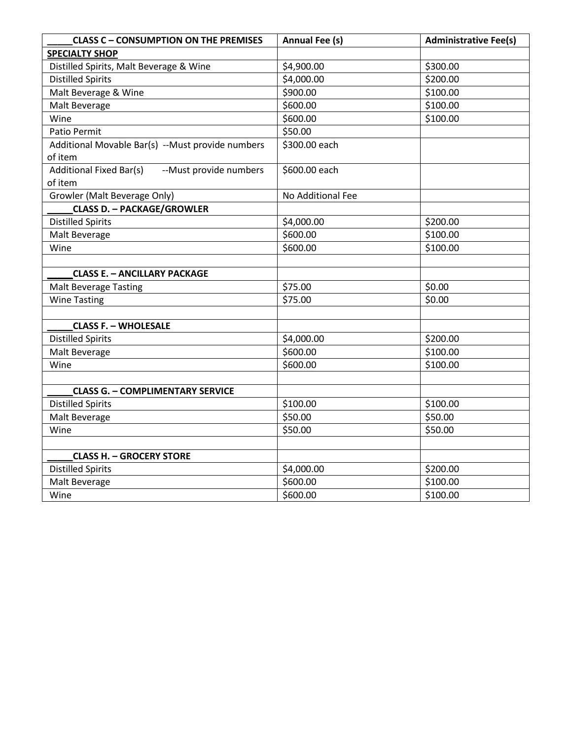| _____CLASS C – CONSUMPTION ON THE PREMISES | Annual Fee (s) | Administrative Fee(s) |
|---|---|---|
| **SPECIALTY SHOP** | | |
| Distilled Spirits, Malt Beverage & Wine | $4,900.00 | $300.00 |
| Distilled Spirits | $4,000.00 | $200.00 |
| Malt Beverage & Wine | $900.00 | $100.00 |
| Malt Beverage | $600.00 | $100.00 |
| Wine | $600.00 | $100.00 |
| Patio Permit | $50.00 | |
| Additional Movable Bar(s) --Must provide numbers of item | $300.00 each | |
| Additional Fixed Bar(s) --Must provide numbers of item | $600.00 each | |
| Growler (Malt Beverage Only) | No Additional Fee | |
| **_____CLASS D. – PACKAGE/GROWLER** | | |
| Distilled Spirits | $4,000.00 | $200.00 |
| Malt Beverage | $600.00 | $100.00 |
| Wine | $600.00 | $100.00 |
| | | |
| **_____CLASS E. – ANCILLARY PACKAGE** | | |
| Malt Beverage Tasting | $75.00 | $0.00 |
| Wine Tasting | $75.00 | $0.00 |
| | | |
| **_____CLASS F. – WHOLESALE** | | |
| Distilled Spirits | $4,000.00 | $200.00 |
| Malt Beverage | $600.00 | $100.00 |
| Wine | $600.00 | $100.00 |
| | | |
| **_____CLASS G. – COMPLIMENTARY SERVICE** | | |
| Distilled Spirits | $100.00 | $100.00 |
| Malt Beverage | $50.00 | $50.00 |
| Wine | $50.00 | $50.00 |
| | | |
| **_____CLASS H. – GROCERY STORE** | | |
| Distilled Spirits | $4,000.00 | $200.00 |
| Malt Beverage | $600.00 | $100.00 |
| Wine | $600.00 | $100.00 |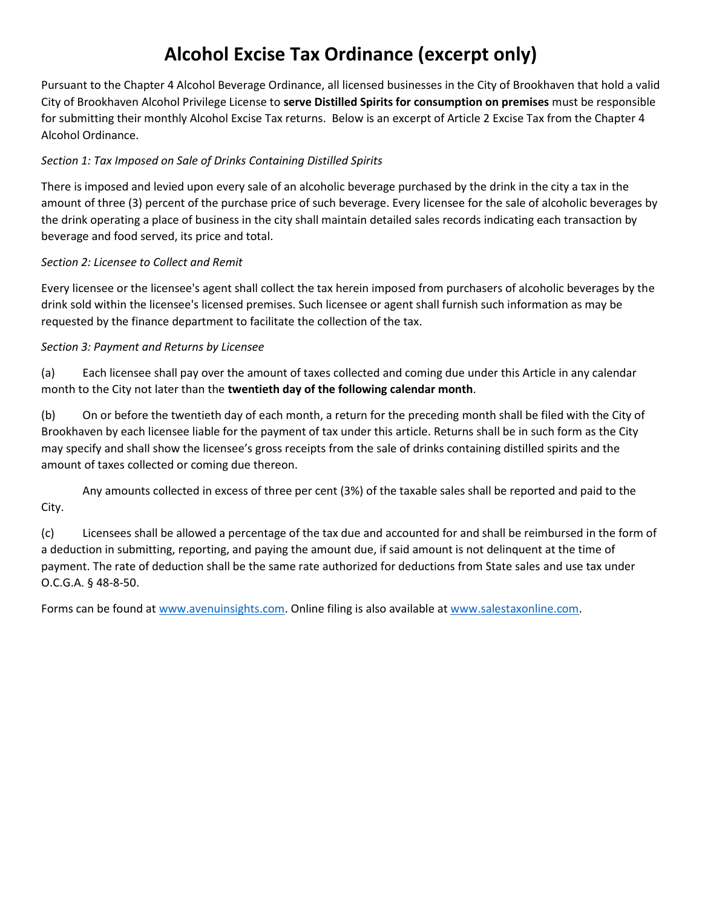# Alcohol Excise Tax Ordinance (excerpt only)

Pursuant to the Chapter 4 Alcohol Beverage Ordinance, all licensed businesses in the City of Brookhaven that hold a valid City of Brookhaven Alcohol Privilege License to **serve Distilled Spirits for consumption on premises** must be responsible for submitting their monthly Alcohol Excise Tax returns. Below is an excerpt of Article 2 Excise Tax from the Chapter 4 Alcohol Ordinance.

*Section 1: Tax Imposed on Sale of Drinks Containing Distilled Spirits*

There is imposed and levied upon every sale of an alcoholic beverage purchased by the drink in the city a tax in the amount of three (3) percent of the purchase price of such beverage. Every licensee for the sale of alcoholic beverages by the drink operating a place of business in the city shall maintain detailed sales records indicating each transaction by beverage and food served, its price and total.

*Section 2: Licensee to Collect and Remit*

Every licensee or the licensee's agent shall collect the tax herein imposed from purchasers of alcoholic beverages by the drink sold within the licensee's licensed premises. Such licensee or agent shall furnish such information as may be requested by the finance department to facilitate the collection of the tax.

*Section 3: Payment and Returns by Licensee*

(a) Each licensee shall pay over the amount of taxes collected and coming due under this Article in any calendar month to the City not later than the **twentieth day of the following calendar month**.

(b) On or before the twentieth day of each month, a return for the preceding month shall be filed with the City of Brookhaven by each licensee liable for the payment of tax under this article. Returns shall be in such form as the City may specify and shall show the licensee's gross receipts from the sale of drinks containing distilled spirits and the amount of taxes collected or coming due thereon.

Any amounts collected in excess of three per cent (3%) of the taxable sales shall be reported and paid to the City.

(c) Licensees shall be allowed a percentage of the tax due and accounted for and shall be reimbursed in the form of a deduction in submitting, reporting, and paying the amount due, if said amount is not delinquent at the time of payment. The rate of deduction shall be the same rate authorized for deductions from State sales and use tax under O.C.G.A. § 48-8-50.

Forms can be found at [www.avenuinsights.com](www.avenuinsights.com). Online filing is also available at [www.salestaxonline.com](www.salestaxonline.com).